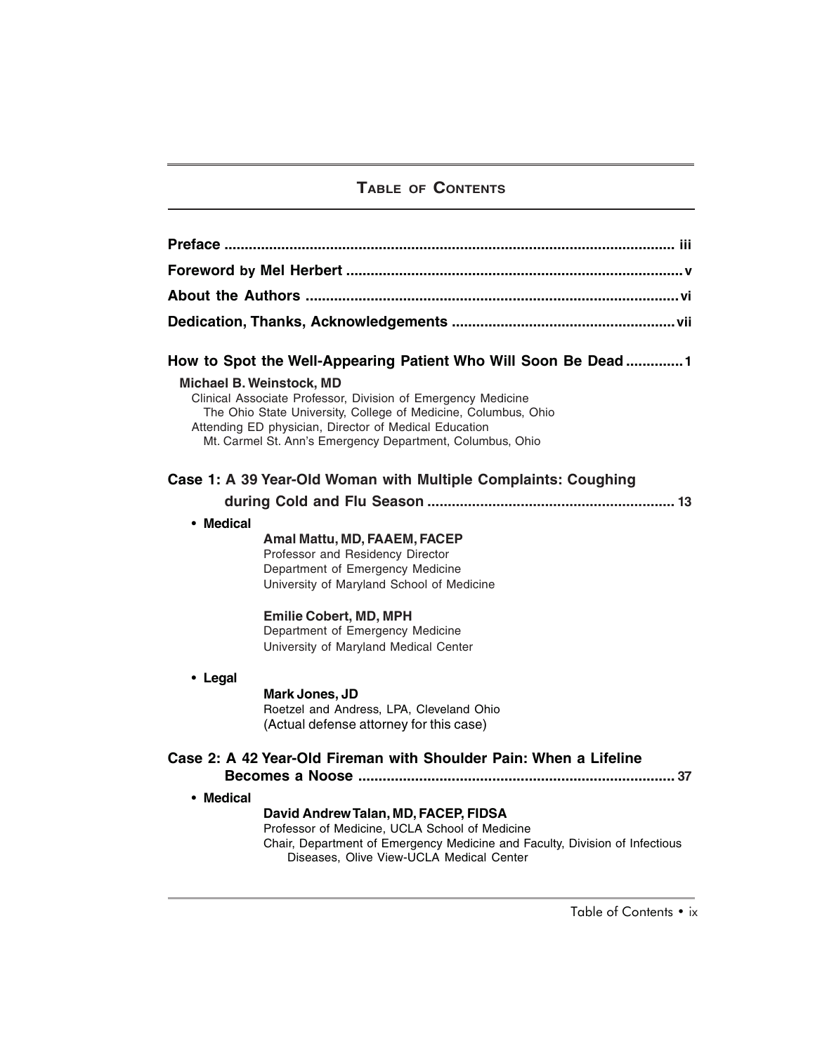# Table of Contents

**Preface** ............................................................................................................. iii

**Foreword by Mel Herbert** ................................................................................... v

**About the Authors** ............................................................................................ vi

**Dedication, Thanks, Acknowledgements** ....................................................... vii

## How to Spot the Well-Appearing Patient Who Will Soon Be Dead ............. 1

**Michael B. Weinstock, MD**
Clinical Associate Professor, Division of Emergency Medicine
The Ohio State University, College of Medicine, Columbus, Ohio
Attending ED physician, Director of Medical Education
Mt. Carmel St. Ann's Emergency Department, Columbus, Ohio

## Case 1: A 39 Year-Old Woman with Multiple Complaints: Coughing during Cold and Flu Season ............................................................ 13

- **Medical**

  **Amal Mattu, MD, FAAEM, FACEP**
  Professor and Residency Director
  Department of Emergency Medicine
  University of Maryland School of Medicine

  **Emilie Cobert, MD, MPH**
  Department of Emergency Medicine
  University of Maryland Medical Center

- **Legal**

  **Mark Jones, JD**
  Roetzel and Andress, LPA, Cleveland Ohio
  (Actual defense attorney for this case)

## Case 2: A 42 Year-Old Fireman with Shoulder Pain: When a Lifeline Becomes a Noose ............................................................................ 37

- **Medical**

  **David Andrew Talan, MD, FACEP, FIDSA**
  Professor of Medicine, UCLA School of Medicine
  Chair, Department of Emergency Medicine and Faculty, Division of Infectious Diseases, Olive View-UCLA Medical Center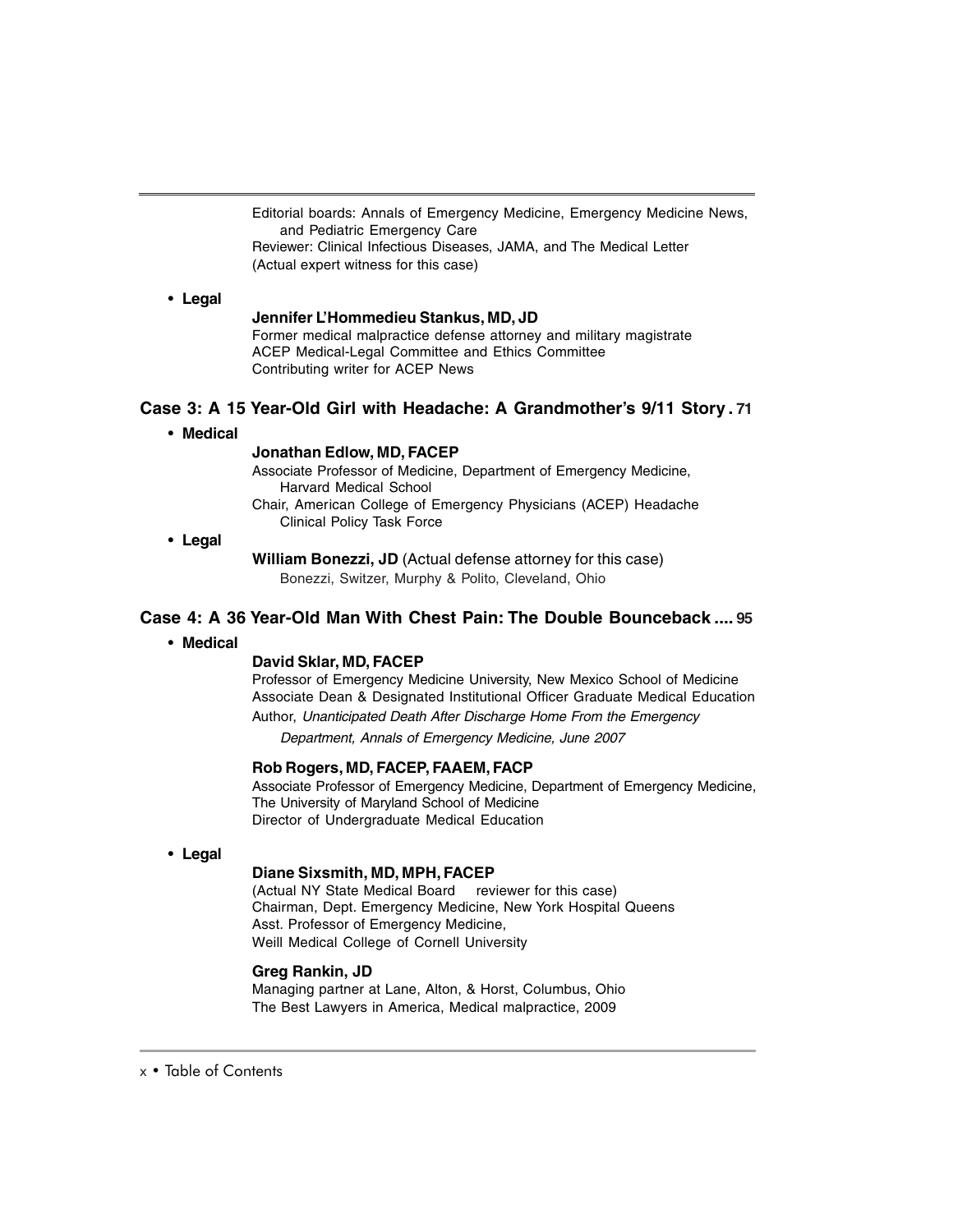Editorial boards: Annals of Emergency Medicine, Emergency Medicine News, and Pediatric Emergency Care
Reviewer: Clinical Infectious Diseases, JAMA, and The Medical Letter
(Actual expert witness for this case)

- **Legal**

**Jennifer L'Hommedieu Stankus, MD, JD**
Former medical malpractice defense attorney and military magistrate
ACEP Medical-Legal Committee and Ethics Committee
Contributing writer for ACEP News

## Case 3: A 15 Year-Old Girl with Headache: A Grandmother's 9/11 Story . 71

- **Medical**

**Jonathan Edlow, MD, FACEP**
Associate Professor of Medicine, Department of Emergency Medicine, Harvard Medical School
Chair, American College of Emergency Physicians (ACEP) Headache Clinical Policy Task Force

- **Legal**

**William Bonezzi, JD** (Actual defense attorney for this case)
Bonezzi, Switzer, Murphy & Polito, Cleveland, Ohio

## Case 4: A 36 Year-Old Man With Chest Pain: The Double Bounceback .... 95

- **Medical**

**David Sklar, MD, FACEP**
Professor of Emergency Medicine University, New Mexico School of Medicine
Associate Dean & Designated Institutional Officer Graduate Medical Education
Author, *Unanticipated Death After Discharge Home From the Emergency Department, Annals of Emergency Medicine, June 2007*

**Rob Rogers, MD, FACEP, FAAEM, FACP**
Associate Professor of Emergency Medicine, Department of Emergency Medicine, The University of Maryland School of Medicine
Director of Undergraduate Medical Education

- **Legal**

**Diane Sixsmith, MD, MPH, FACEP**
(Actual NY State Medical Board reviewer for this case)
Chairman, Dept. Emergency Medicine, New York Hospital Queens
Asst. Professor of Emergency Medicine,
Weill Medical College of Cornell University

**Greg Rankin, JD**
Managing partner at Lane, Alton, & Horst, Columbus, Ohio
The Best Lawyers in America, Medical malpractice, 2009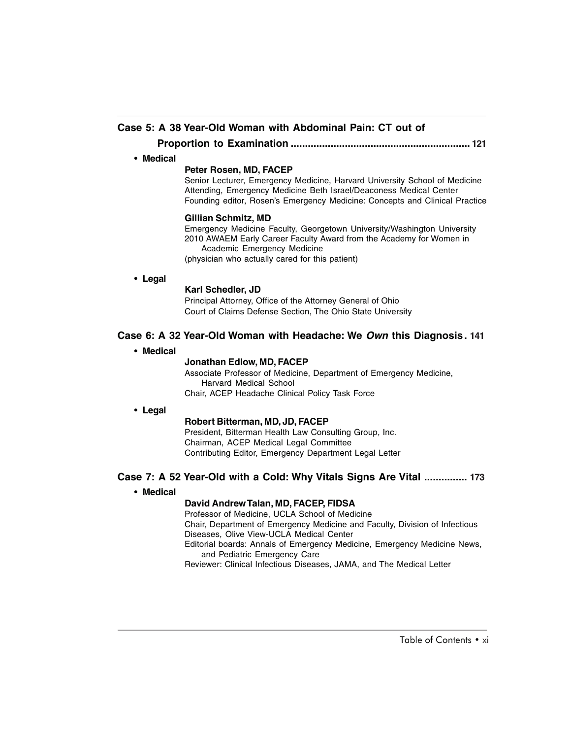## Case 5: A 38 Year-Old Woman with Abdominal Pain: CT out of Proportion to Examination .............................................................. 121

- **Medical**

  **Peter Rosen, MD, FACEP**
  Senior Lecturer, Emergency Medicine, Harvard University School of Medicine
  Attending, Emergency Medicine Beth Israel/Deaconess Medical Center
  Founding editor, Rosen's Emergency Medicine: Concepts and Clinical Practice

  **Gillian Schmitz, MD**
  Emergency Medicine Faculty, Georgetown University/Washington University
  2010 AWAEM Early Career Faculty Award from the Academy for Women in Academic Emergency Medicine
  (physician who actually cared for this patient)

- **Legal**

  **Karl Schedler, JD**
  Principal Attorney, Office of the Attorney General of Ohio
  Court of Claims Defense Section, The Ohio State University

## Case 6: A 32 Year-Old Woman with Headache: We *Own* this Diagnosis. 141

- **Medical**

  **Jonathan Edlow, MD, FACEP**
  Associate Professor of Medicine, Department of Emergency Medicine, Harvard Medical School
  Chair, ACEP Headache Clinical Policy Task Force

- **Legal**

  **Robert Bitterman, MD, JD, FACEP**
  President, Bitterman Health Law Consulting Group, Inc.
  Chairman, ACEP Medical Legal Committee
  Contributing Editor, Emergency Department Legal Letter

## Case 7: A 52 Year-Old with a Cold: Why Vitals Signs Are Vital ............... 173

- **Medical**

  **David Andrew Talan, MD, FACEP, FIDSA**
  Professor of Medicine, UCLA School of Medicine
  Chair, Department of Emergency Medicine and Faculty, Division of Infectious Diseases, Olive View-UCLA Medical Center
  Editorial boards: Annals of Emergency Medicine, Emergency Medicine News, and Pediatric Emergency Care
  Reviewer: Clinical Infectious Diseases, JAMA, and The Medical Letter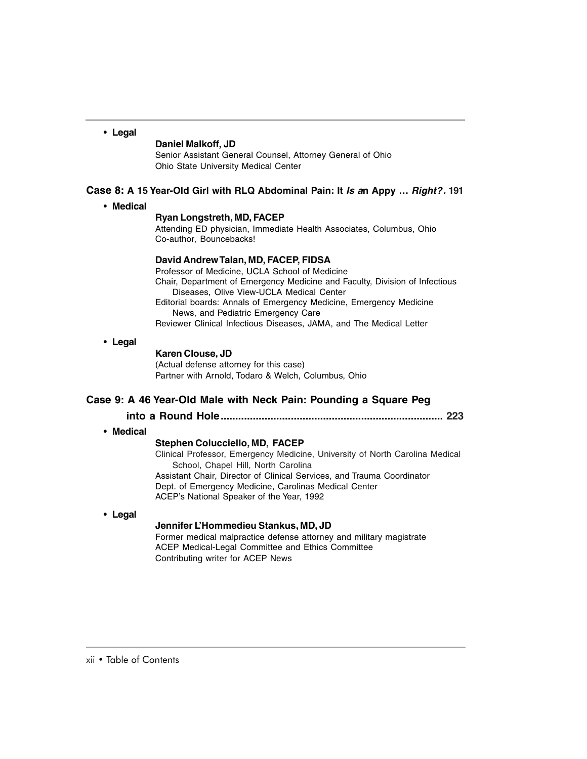- **Legal**

  **Daniel Malkoff, JD**
  Senior Assistant General Counsel, Attorney General of Ohio
  Ohio State University Medical Center

**Case 8: A 15 Year-Old Girl with RLQ Abdominal Pain: It *Is a*n Appy … *Right?*. 191**

- **Medical**

  **Ryan Longstreth, MD, FACEP**
  Attending ED physician, Immediate Health Associates, Columbus, Ohio
  Co-author, Bouncebacks!

  **David Andrew Talan, MD, FACEP, FIDSA**
  Professor of Medicine, UCLA School of Medicine
  Chair, Department of Emergency Medicine and Faculty, Division of Infectious Diseases, Olive View-UCLA Medical Center
  Editorial boards: Annals of Emergency Medicine, Emergency Medicine News, and Pediatric Emergency Care
  Reviewer Clinical Infectious Diseases, JAMA, and The Medical Letter

- **Legal**

  **Karen Clouse, JD**
  (Actual defense attorney for this case)
  Partner with Arnold, Todaro & Welch, Columbus, Ohio

**Case 9: A 46 Year-Old Male with Neck Pain: Pounding a Square Peg into a Round Hole........................................................................... 223**

- **Medical**

  **Stephen Colucciello, MD, FACEP**
  Clinical Professor, Emergency Medicine, University of North Carolina Medical School, Chapel Hill, North Carolina
  Assistant Chair, Director of Clinical Services, and Trauma Coordinator
  Dept. of Emergency Medicine, Carolinas Medical Center
  ACEP's National Speaker of the Year, 1992

- **Legal**

  **Jennifer L'Hommedieu Stankus, MD, JD**
  Former medical malpractice defense attorney and military magistrate
  ACEP Medical-Legal Committee and Ethics Committee
  Contributing writer for ACEP News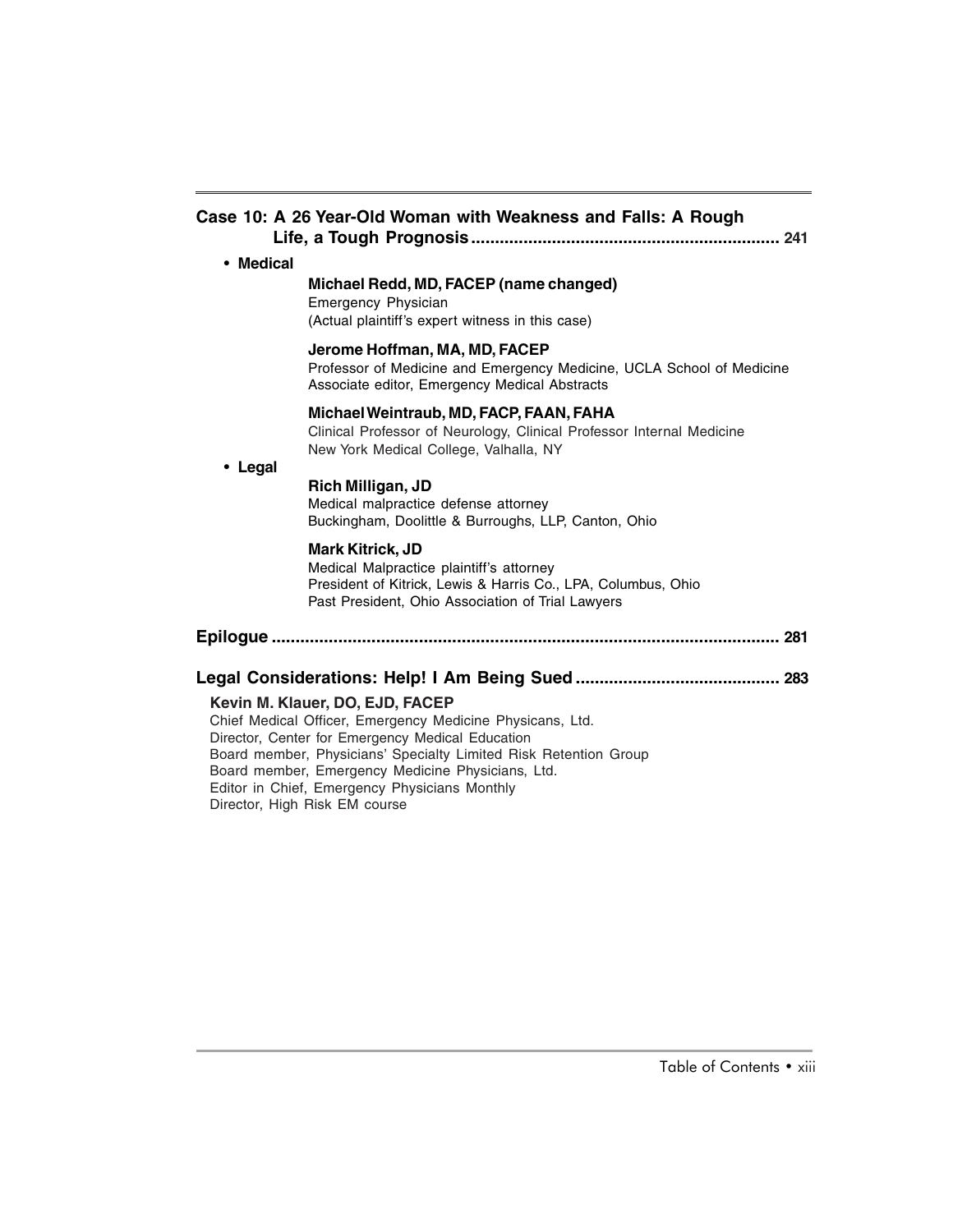**Case 10: A 26 Year-Old Woman with Weakness and Falls: A Rough Life, a Tough Prognosis** ................................................................ **241**

- **Medical**

  **Michael Redd, MD, FACEP (name changed)**
  Emergency Physician
  (Actual plaintiff's expert witness in this case)

  **Jerome Hoffman, MA, MD, FACEP**
  Professor of Medicine and Emergency Medicine, UCLA School of Medicine
  Associate editor, Emergency Medical Abstracts

  **Michael Weintraub, MD, FACP, FAAN, FAHA**
  Clinical Professor of Neurology, Clinical Professor Internal Medicine
  New York Medical College, Valhalla, NY

- **Legal**

  **Rich Milligan, JD**
  Medical malpractice defense attorney
  Buckingham, Doolittle & Burroughs, LLP, Canton, Ohio

  **Mark Kitrick, JD**
  Medical Malpractice plaintiff's attorney
  President of Kitrick, Lewis & Harris Co., LPA, Columbus, Ohio
  Past President, Ohio Association of Trial Lawyers

**Epilogue** ........................................................................................................ **281**

**Legal Considerations: Help! I Am Being Sued** .......................................... **283**

**Kevin M. Klauer, DO, EJD, FACEP**
Chief Medical Officer, Emergency Medicine Physicans, Ltd.
Director, Center for Emergency Medical Education
Board member, Physicians' Specialty Limited Risk Retention Group
Board member, Emergency Medicine Physicians, Ltd.
Editor in Chief, Emergency Physicians Monthly
Director, High Risk EM course